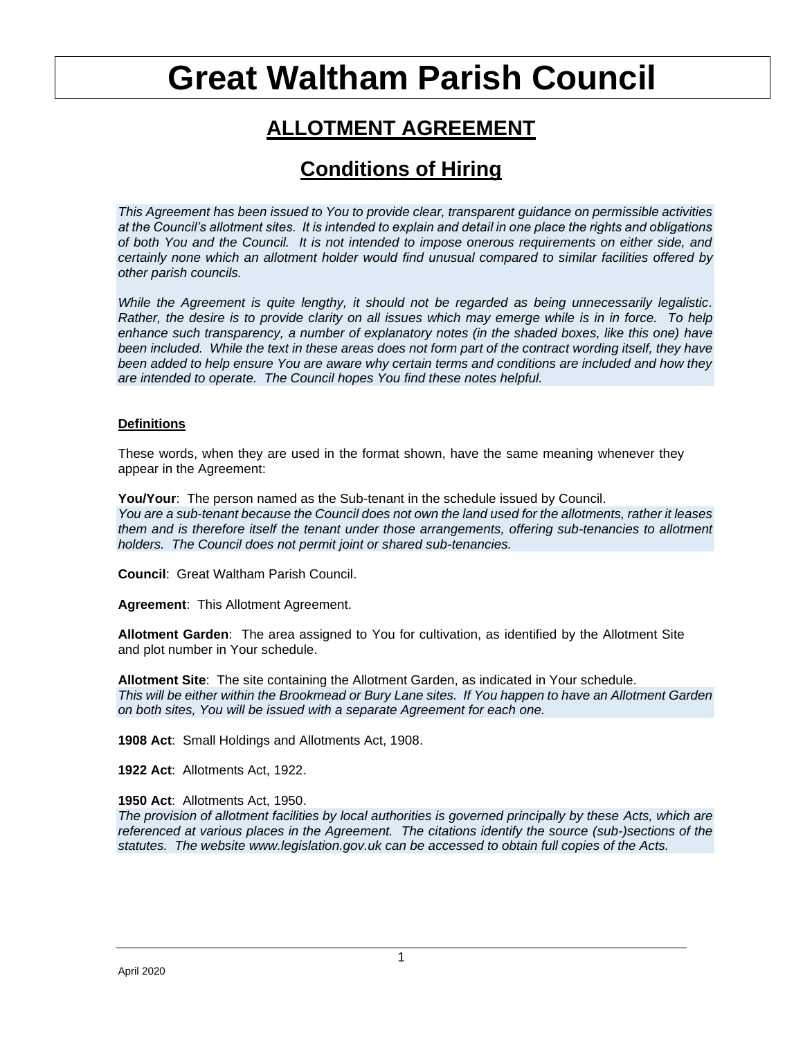# Great Waltham Parish Council

## ALLOTMENT AGREEMENT

## Conditions of Hiring

*This Agreement has been issued to You to provide clear, transparent guidance on permissible activities at the Council's allotment sites. It is intended to explain and detail in one place the rights and obligations of both You and the Council. It is not intended to impose onerous requirements on either side, and certainly none which an allotment holder would find unusual compared to similar facilities offered by other parish councils.*

*While the Agreement is quite lengthy, it should not be regarded as being unnecessarily legalistic. Rather, the desire is to provide clarity on all issues which may emerge while is in in force. To help enhance such transparency, a number of explanatory notes (in the shaded boxes, like this one) have been included. While the text in these areas does not form part of the contract wording itself, they have been added to help ensure You are aware why certain terms and conditions are included and how they are intended to operate. The Council hopes You find these notes helpful.*

**Definitions**

These words, when they are used in the format shown, have the same meaning whenever they appear in the Agreement:

**You/Your**: The person named as the Sub-tenant in the schedule issued by Council.
*You are a sub-tenant because the Council does not own the land used for the allotments, rather it leases them and is therefore itself the tenant under those arrangements, offering sub-tenancies to allotment holders. The Council does not permit joint or shared sub-tenancies.*

**Council**: Great Waltham Parish Council.

**Agreement**: This Allotment Agreement.

**Allotment Garden**: The area assigned to You for cultivation, as identified by the Allotment Site and plot number in Your schedule.

**Allotment Site**: The site containing the Allotment Garden, as indicated in Your schedule.
*This will be either within the Brookmead or Bury Lane sites. If You happen to have an Allotment Garden on both sites, You will be issued with a separate Agreement for each one.*

**1908 Act**: Small Holdings and Allotments Act, 1908.

**1922 Act**: Allotments Act, 1922.

**1950 Act**: Allotments Act, 1950.
*The provision of allotment facilities by local authorities is governed principally by these Acts, which are referenced at various places in the Agreement. The citations identify the source (sub-)sections of the statutes. The website www.legislation.gov.uk can be accessed to obtain full copies of the Acts.*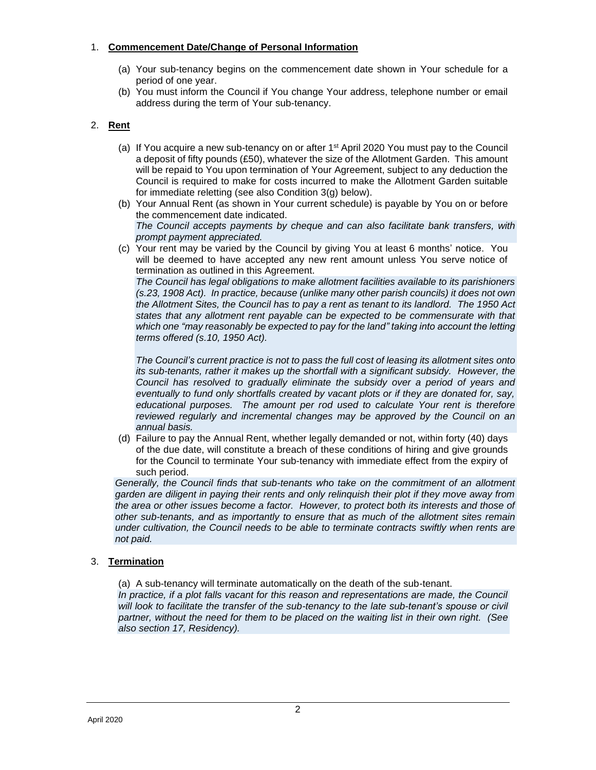1. **Commencement Date/Change of Personal Information**

   (a) Your sub-tenancy begins on the commencement date shown in Your schedule for a period of one year.

   (b) You must inform the Council if You change Your address, telephone number or email address during the term of Your sub-tenancy.

2. **Rent**

   (a) If You acquire a new sub-tenancy on or after 1st April 2020 You must pay to the Council a deposit of fifty pounds (£50), whatever the size of the Allotment Garden. This amount will be repaid to You upon termination of Your Agreement, subject to any deduction the Council is required to make for costs incurred to make the Allotment Garden suitable for immediate reletting (see also Condition 3(g) below).

   (b) Your Annual Rent (as shown in Your current schedule) is payable by You on or before the commencement date indicated.

   *The Council accepts payments by cheque and can also facilitate bank transfers, with prompt payment appreciated.*

   (c) Your rent may be varied by the Council by giving You at least 6 months' notice. You will be deemed to have accepted any new rent amount unless You serve notice of termination as outlined in this Agreement.

   *The Council has legal obligations to make allotment facilities available to its parishioners (s.23, 1908 Act). In practice, because (unlike many other parish councils) it does not own the Allotment Sites, the Council has to pay a rent as tenant to its landlord. The 1950 Act states that any allotment rent payable can be expected to be commensurate with that which one "may reasonably be expected to pay for the land" taking into account the letting terms offered (s.10, 1950 Act).*

   *The Council's current practice is not to pass the full cost of leasing its allotment sites onto its sub-tenants, rather it makes up the shortfall with a significant subsidy. However, the Council has resolved to gradually eliminate the subsidy over a period of years and eventually to fund only shortfalls created by vacant plots or if they are donated for, say, educational purposes. The amount per rod used to calculate Your rent is therefore reviewed regularly and incremental changes may be approved by the Council on an annual basis.*

   (d) Failure to pay the Annual Rent, whether legally demanded or not, within forty (40) days of the due date, will constitute a breach of these conditions of hiring and give grounds for the Council to terminate Your sub-tenancy with immediate effect from the expiry of such period.

   *Generally, the Council finds that sub-tenants who take on the commitment of an allotment garden are diligent in paying their rents and only relinquish their plot if they move away from the area or other issues become a factor. However, to protect both its interests and those of other sub-tenants, and as importantly to ensure that as much of the allotment sites remain under cultivation, the Council needs to be able to terminate contracts swiftly when rents are not paid.*

3. **Termination**

   (a) A sub-tenancy will terminate automatically on the death of the sub-tenant.

   *In practice, if a plot falls vacant for this reason and representations are made, the Council will look to facilitate the transfer of the sub-tenancy to the late sub-tenant's spouse or civil partner, without the need for them to be placed on the waiting list in their own right. (See also section 17, Residency).*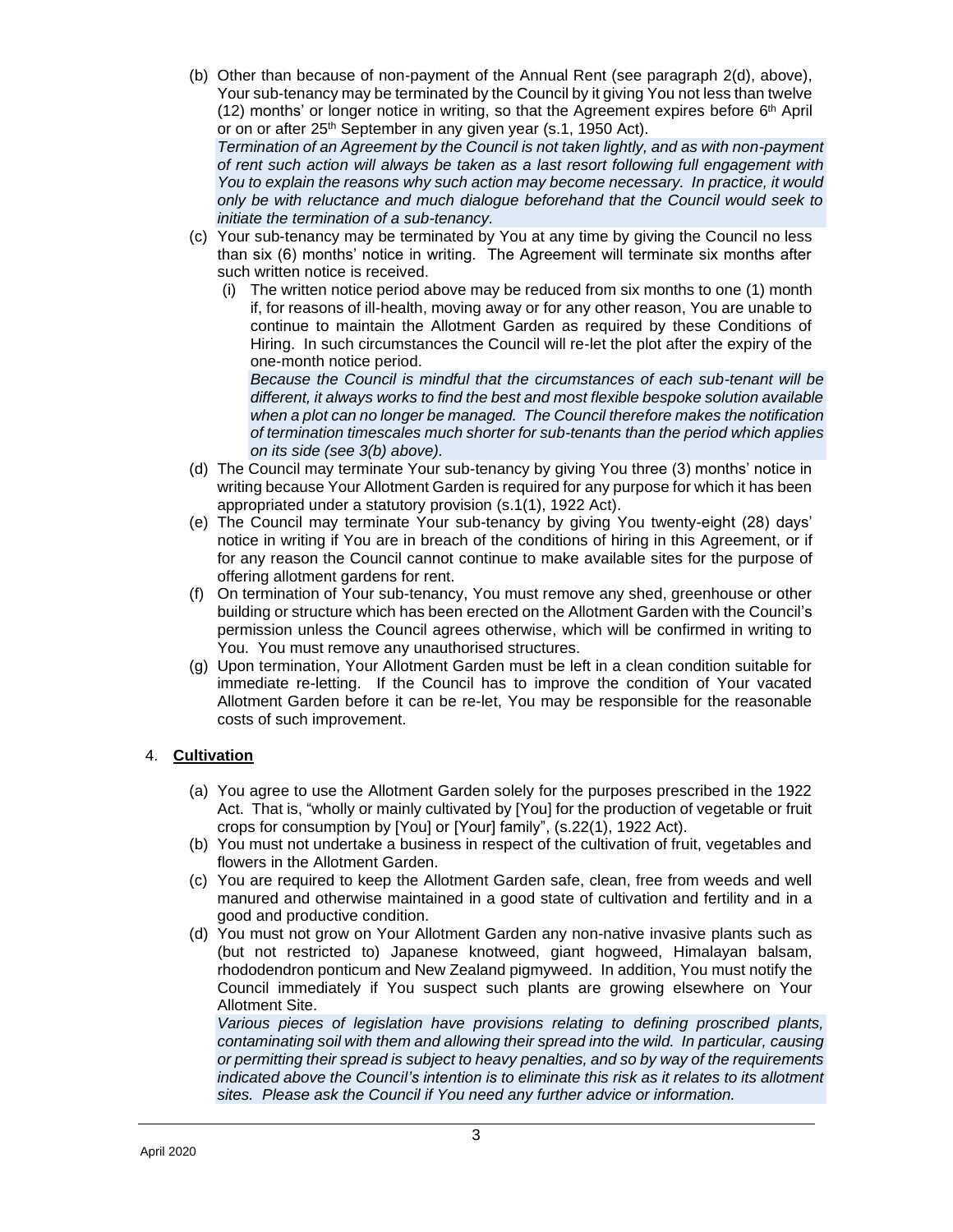(b) Other than because of non-payment of the Annual Rent (see paragraph 2(d), above), Your sub-tenancy may be terminated by the Council by it giving You not less than twelve (12) months' or longer notice in writing, so that the Agreement expires before 6th April or on or after 25th September in any given year (s.1, 1950 Act).

*Termination of an Agreement by the Council is not taken lightly, and as with non-payment of rent such action will always be taken as a last resort following full engagement with You to explain the reasons why such action may become necessary. In practice, it would only be with reluctance and much dialogue beforehand that the Council would seek to initiate the termination of a sub-tenancy.*

(c) Your sub-tenancy may be terminated by You at any time by giving the Council no less than six (6) months' notice in writing. The Agreement will terminate six months after such written notice is received.

(i) The written notice period above may be reduced from six months to one (1) month if, for reasons of ill-health, moving away or for any other reason, You are unable to continue to maintain the Allotment Garden as required by these Conditions of Hiring. In such circumstances the Council will re-let the plot after the expiry of the one-month notice period.

*Because the Council is mindful that the circumstances of each sub-tenant will be different, it always works to find the best and most flexible bespoke solution available when a plot can no longer be managed. The Council therefore makes the notification of termination timescales much shorter for sub-tenants than the period which applies on its side (see 3(b) above).*

(d) The Council may terminate Your sub-tenancy by giving You three (3) months' notice in writing because Your Allotment Garden is required for any purpose for which it has been appropriated under a statutory provision (s.1(1), 1922 Act).

(e) The Council may terminate Your sub-tenancy by giving You twenty-eight (28) days' notice in writing if You are in breach of the conditions of hiring in this Agreement, or if for any reason the Council cannot continue to make available sites for the purpose of offering allotment gardens for rent.

(f) On termination of Your sub-tenancy, You must remove any shed, greenhouse or other building or structure which has been erected on the Allotment Garden with the Council's permission unless the Council agrees otherwise, which will be confirmed in writing to You. You must remove any unauthorised structures.

(g) Upon termination, Your Allotment Garden must be left in a clean condition suitable for immediate re-letting. If the Council has to improve the condition of Your vacated Allotment Garden before it can be re-let, You may be responsible for the reasonable costs of such improvement.

## 4. **Cultivation**

(a) You agree to use the Allotment Garden solely for the purposes prescribed in the 1922 Act. That is, "wholly or mainly cultivated by [You] for the production of vegetable or fruit crops for consumption by [You] or [Your] family", (s.22(1), 1922 Act).

(b) You must not undertake a business in respect of the cultivation of fruit, vegetables and flowers in the Allotment Garden.

(c) You are required to keep the Allotment Garden safe, clean, free from weeds and well manured and otherwise maintained in a good state of cultivation and fertility and in a good and productive condition.

(d) You must not grow on Your Allotment Garden any non-native invasive plants such as (but not restricted to) Japanese knotweed, giant hogweed, Himalayan balsam, rhododendron ponticum and New Zealand pigmyweed. In addition, You must notify the Council immediately if You suspect such plants are growing elsewhere on Your Allotment Site.

*Various pieces of legislation have provisions relating to defining proscribed plants, contaminating soil with them and allowing their spread into the wild. In particular, causing or permitting their spread is subject to heavy penalties, and so by way of the requirements indicated above the Council's intention is to eliminate this risk as it relates to its allotment sites. Please ask the Council if You need any further advice or information.*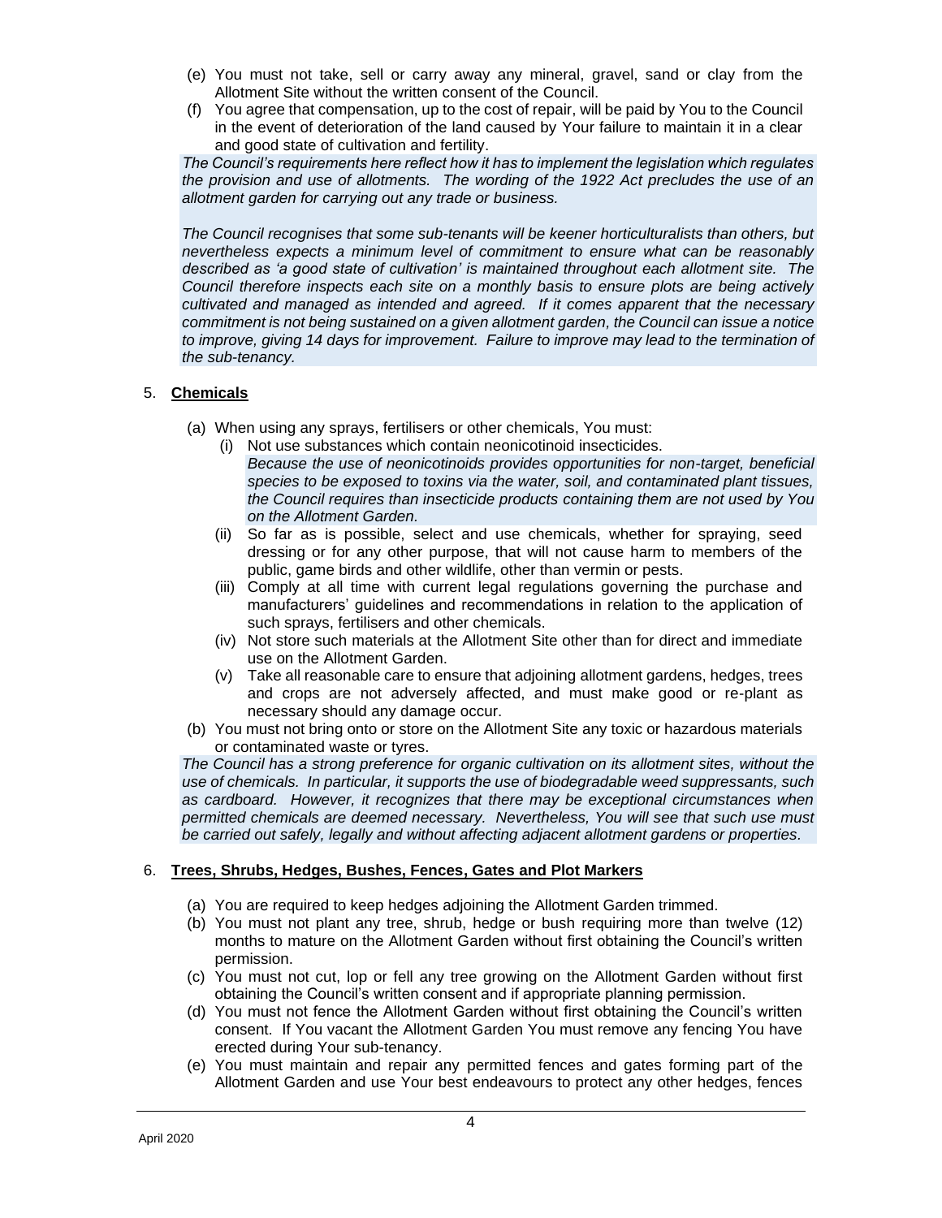(e) You must not take, sell or carry away any mineral, gravel, sand or clay from the Allotment Site without the written consent of the Council.

(f) You agree that compensation, up to the cost of repair, will be paid by You to the Council in the event of deterioration of the land caused by Your failure to maintain it in a clear and good state of cultivation and fertility.

*The Council's requirements here reflect how it has to implement the legislation which regulates the provision and use of allotments. The wording of the 1922 Act precludes the use of an allotment garden for carrying out any trade or business.*

*The Council recognises that some sub-tenants will be keener horticulturalists than others, but nevertheless expects a minimum level of commitment to ensure what can be reasonably described as 'a good state of cultivation' is maintained throughout each allotment site. The Council therefore inspects each site on a monthly basis to ensure plots are being actively cultivated and managed as intended and agreed. If it comes apparent that the necessary commitment is not being sustained on a given allotment garden, the Council can issue a notice to improve, giving 14 days for improvement. Failure to improve may lead to the termination of the sub-tenancy.*

5. **Chemicals**

(a) When using any sprays, fertilisers or other chemicals, You must:

(i) Not use substances which contain neonicotinoid insecticides.

*Because the use of neonicotinoids provides opportunities for non-target, beneficial species to be exposed to toxins via the water, soil, and contaminated plant tissues, the Council requires than insecticide products containing them are not used by You on the Allotment Garden.*

(ii) So far as is possible, select and use chemicals, whether for spraying, seed dressing or for any other purpose, that will not cause harm to members of the public, game birds and other wildlife, other than vermin or pests.

(iii) Comply at all time with current legal regulations governing the purchase and manufacturers' guidelines and recommendations in relation to the application of such sprays, fertilisers and other chemicals.

(iv) Not store such materials at the Allotment Site other than for direct and immediate use on the Allotment Garden.

(v) Take all reasonable care to ensure that adjoining allotment gardens, hedges, trees and crops are not adversely affected, and must make good or re-plant as necessary should any damage occur.

(b) You must not bring onto or store on the Allotment Site any toxic or hazardous materials or contaminated waste or tyres.

*The Council has a strong preference for organic cultivation on its allotment sites, without the use of chemicals. In particular, it supports the use of biodegradable weed suppressants, such as cardboard. However, it recognizes that there may be exceptional circumstances when permitted chemicals are deemed necessary. Nevertheless, You will see that such use must be carried out safely, legally and without affecting adjacent allotment gardens or properties.*

6. **Trees, Shrubs, Hedges, Bushes, Fences, Gates and Plot Markers**

(a) You are required to keep hedges adjoining the Allotment Garden trimmed.

(b) You must not plant any tree, shrub, hedge or bush requiring more than twelve (12) months to mature on the Allotment Garden without first obtaining the Council's written permission.

(c) You must not cut, lop or fell any tree growing on the Allotment Garden without first obtaining the Council's written consent and if appropriate planning permission.

(d) You must not fence the Allotment Garden without first obtaining the Council's written consent. If You vacant the Allotment Garden You must remove any fencing You have erected during Your sub-tenancy.

(e) You must maintain and repair any permitted fences and gates forming part of the Allotment Garden and use Your best endeavours to protect any other hedges, fences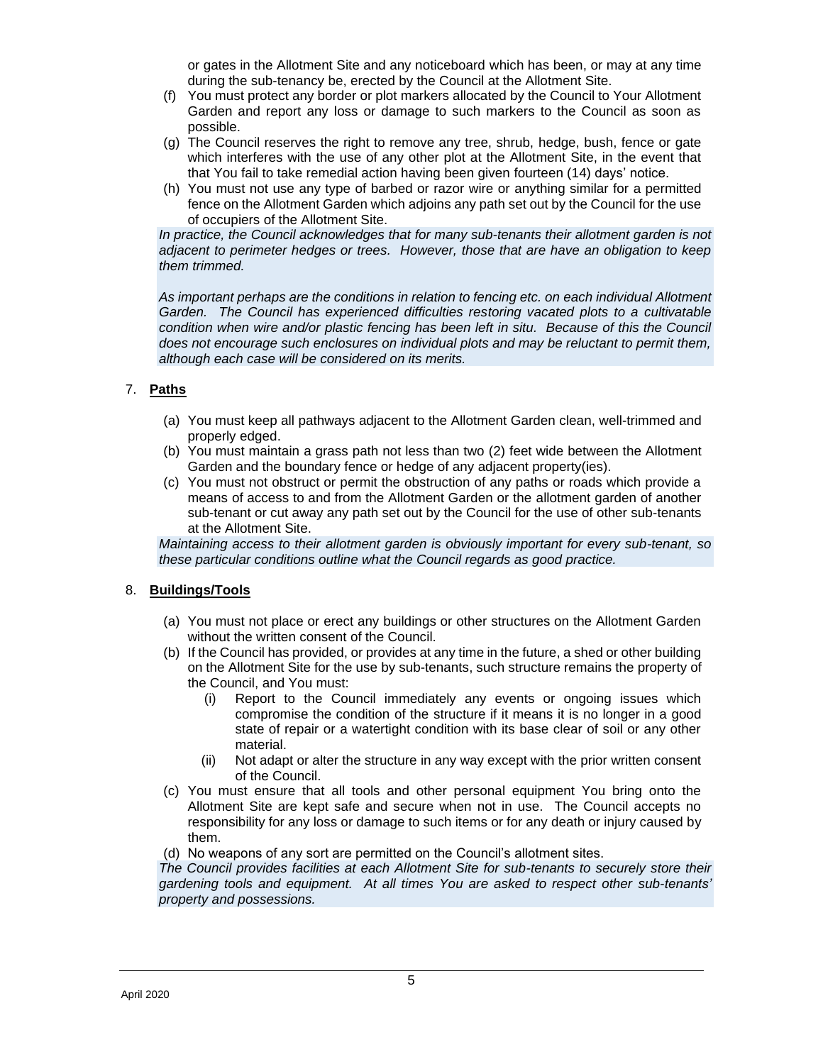or gates in the Allotment Site and any noticeboard which has been, or may at any time during the sub-tenancy be, erected by the Council at the Allotment Site.

(f) You must protect any border or plot markers allocated by the Council to Your Allotment Garden and report any loss or damage to such markers to the Council as soon as possible.

(g) The Council reserves the right to remove any tree, shrub, hedge, bush, fence or gate which interferes with the use of any other plot at the Allotment Site, in the event that that You fail to take remedial action having been given fourteen (14) days' notice.

(h) You must not use any type of barbed or razor wire or anything similar for a permitted fence on the Allotment Garden which adjoins any path set out by the Council for the use of occupiers of the Allotment Site.

*In practice, the Council acknowledges that for many sub-tenants their allotment garden is not adjacent to perimeter hedges or trees. However, those that are have an obligation to keep them trimmed.*

*As important perhaps are the conditions in relation to fencing etc. on each individual Allotment Garden. The Council has experienced difficulties restoring vacated plots to a cultivatable condition when wire and/or plastic fencing has been left in situ. Because of this the Council does not encourage such enclosures on individual plots and may be reluctant to permit them, although each case will be considered on its merits.*

7. **Paths**

(a) You must keep all pathways adjacent to the Allotment Garden clean, well-trimmed and properly edged.

(b) You must maintain a grass path not less than two (2) feet wide between the Allotment Garden and the boundary fence or hedge of any adjacent property(ies).

(c) You must not obstruct or permit the obstruction of any paths or roads which provide a means of access to and from the Allotment Garden or the allotment garden of another sub-tenant or cut away any path set out by the Council for the use of other sub-tenants at the Allotment Site.

*Maintaining access to their allotment garden is obviously important for every sub-tenant, so these particular conditions outline what the Council regards as good practice.*

8. **Buildings/Tools**

(a) You must not place or erect any buildings or other structures on the Allotment Garden without the written consent of the Council.

(b) If the Council has provided, or provides at any time in the future, a shed or other building on the Allotment Site for the use by sub-tenants, such structure remains the property of the Council, and You must:

  (i) Report to the Council immediately any events or ongoing issues which compromise the condition of the structure if it means it is no longer in a good state of repair or a watertight condition with its base clear of soil or any other material.

  (ii) Not adapt or alter the structure in any way except with the prior written consent of the Council.

(c) You must ensure that all tools and other personal equipment You bring onto the Allotment Site are kept safe and secure when not in use. The Council accepts no responsibility for any loss or damage to such items or for any death or injury caused by them.

(d) No weapons of any sort are permitted on the Council's allotment sites.

*The Council provides facilities at each Allotment Site for sub-tenants to securely store their gardening tools and equipment. At all times You are asked to respect other sub-tenants' property and possessions.*

April 2020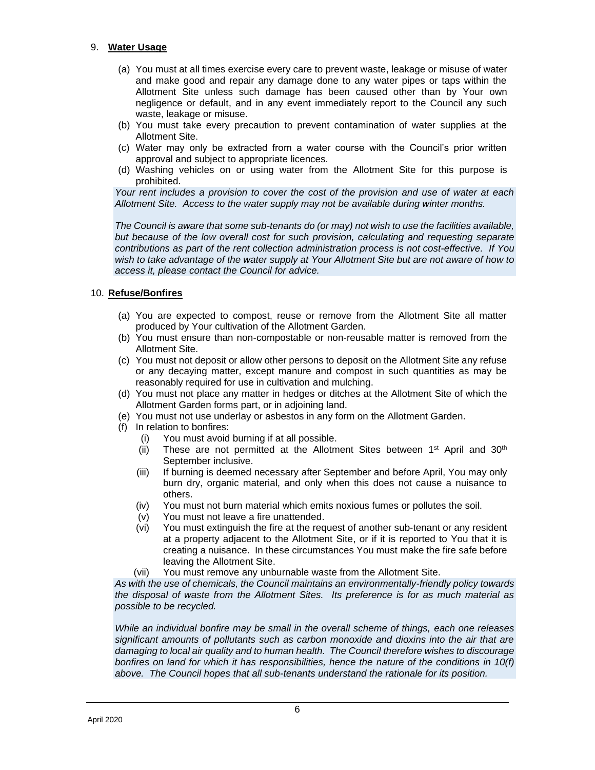9. **Water Usage**

   (a) You must at all times exercise every care to prevent waste, leakage or misuse of water and make good and repair any damage done to any water pipes or taps within the Allotment Site unless such damage has been caused other than by Your own negligence or default, and in any event immediately report to the Council any such waste, leakage or misuse.
   (b) You must take every precaution to prevent contamination of water supplies at the Allotment Site.
   (c) Water may only be extracted from a water course with the Council's prior written approval and subject to appropriate licences.
   (d) Washing vehicles on or using water from the Allotment Site for this purpose is prohibited.

*Your rent includes a provision to cover the cost of the provision and use of water at each Allotment Site. Access to the water supply may not be available during winter months.*

*The Council is aware that some sub-tenants do (or may) not wish to use the facilities available, but because of the low overall cost for such provision, calculating and requesting separate contributions as part of the rent collection administration process is not cost-effective. If You wish to take advantage of the water supply at Your Allotment Site but are not aware of how to access it, please contact the Council for advice.*

10. **Refuse/Bonfires**

   (a) You are expected to compost, reuse or remove from the Allotment Site all matter produced by Your cultivation of the Allotment Garden.
   (b) You must ensure than non-compostable or non-reusable matter is removed from the Allotment Site.
   (c) You must not deposit or allow other persons to deposit on the Allotment Site any refuse or any decaying matter, except manure and compost in such quantities as may be reasonably required for use in cultivation and mulching.
   (d) You must not place any matter in hedges or ditches at the Allotment Site of which the Allotment Garden forms part, or in adjoining land.
   (e) You must not use underlay or asbestos in any form on the Allotment Garden.
   (f) In relation to bonfires:
      (i) You must avoid burning if at all possible.
      (ii) These are not permitted at the Allotment Sites between 1st April and 30th September inclusive.
      (iii) If burning is deemed necessary after September and before April, You may only burn dry, organic material, and only when this does not cause a nuisance to others.
      (iv) You must not burn material which emits noxious fumes or pollutes the soil.
      (v) You must not leave a fire unattended.
      (vi) You must extinguish the fire at the request of another sub-tenant or any resident at a property adjacent to the Allotment Site, or if it is reported to You that it is creating a nuisance. In these circumstances You must make the fire safe before leaving the Allotment Site.
      (vii) You must remove any unburnable waste from the Allotment Site.

*As with the use of chemicals, the Council maintains an environmentally-friendly policy towards the disposal of waste from the Allotment Sites. Its preference is for as much material as possible to be recycled.*

*While an individual bonfire may be small in the overall scheme of things, each one releases significant amounts of pollutants such as carbon monoxide and dioxins into the air that are damaging to local air quality and to human health. The Council therefore wishes to discourage bonfires on land for which it has responsibilities, hence the nature of the conditions in 10(f) above. The Council hopes that all sub-tenants understand the rationale for its position.*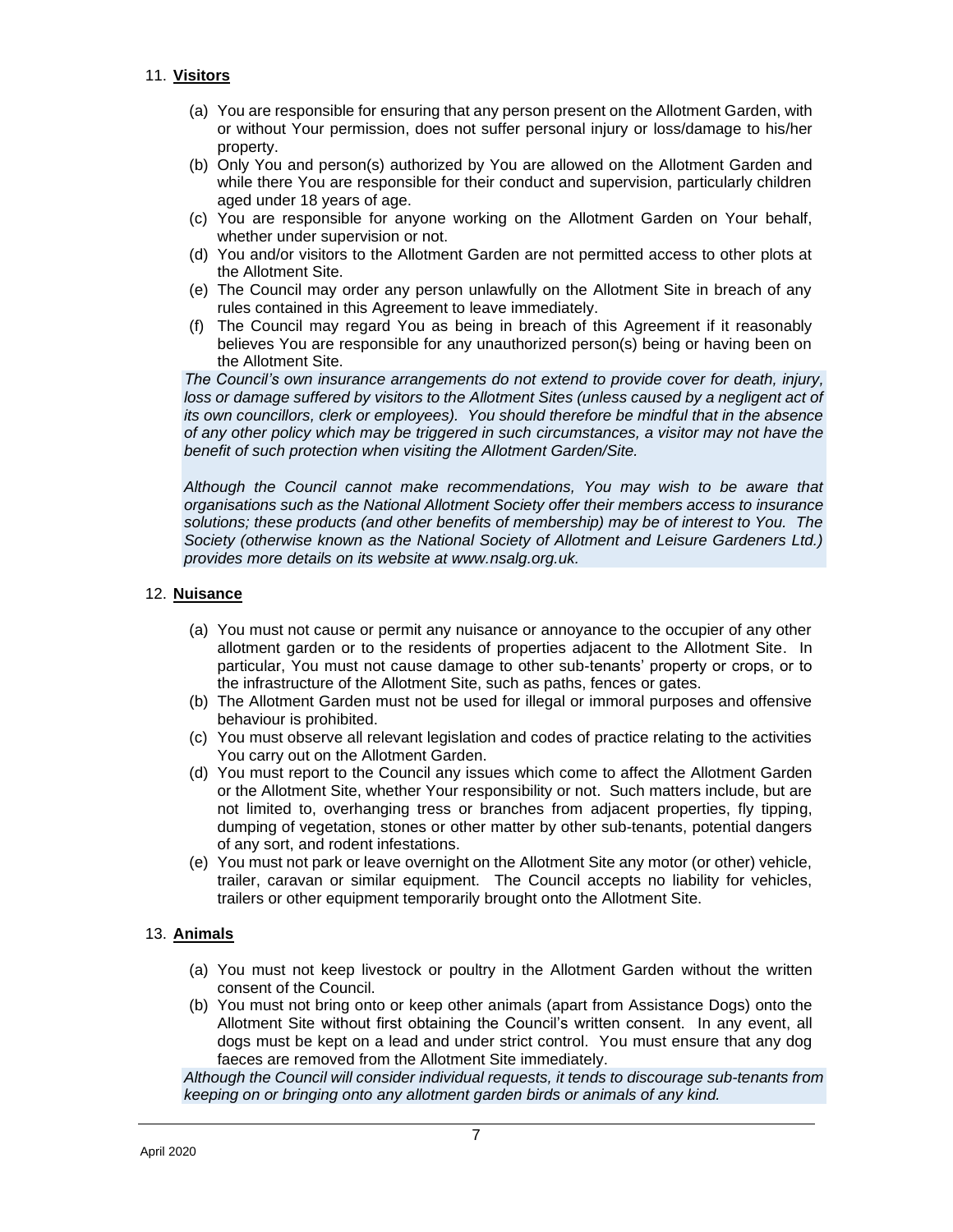## 11. **Visitors**

(a) You are responsible for ensuring that any person present on the Allotment Garden, with or without Your permission, does not suffer personal injury or loss/damage to his/her property.
(b) Only You and person(s) authorized by You are allowed on the Allotment Garden and while there You are responsible for their conduct and supervision, particularly children aged under 18 years of age.
(c) You are responsible for anyone working on the Allotment Garden on Your behalf, whether under supervision or not.
(d) You and/or visitors to the Allotment Garden are not permitted access to other plots at the Allotment Site.
(e) The Council may order any person unlawfully on the Allotment Site in breach of any rules contained in this Agreement to leave immediately.
(f) The Council may regard You as being in breach of this Agreement if it reasonably believes You are responsible for any unauthorized person(s) being or having been on the Allotment Site.

*The Council's own insurance arrangements do not extend to provide cover for death, injury, loss or damage suffered by visitors to the Allotment Sites (unless caused by a negligent act of its own councillors, clerk or employees). You should therefore be mindful that in the absence of any other policy which may be triggered in such circumstances, a visitor may not have the benefit of such protection when visiting the Allotment Garden/Site.*

*Although the Council cannot make recommendations, You may wish to be aware that organisations such as the National Allotment Society offer their members access to insurance solutions; these products (and other benefits of membership) may be of interest to You. The Society (otherwise known as the National Society of Allotment and Leisure Gardeners Ltd.) provides more details on its website at www.nsalg.org.uk.*

## 12. **Nuisance**

(a) You must not cause or permit any nuisance or annoyance to the occupier of any other allotment garden or to the residents of properties adjacent to the Allotment Site. In particular, You must not cause damage to other sub-tenants' property or crops, or to the infrastructure of the Allotment Site, such as paths, fences or gates.
(b) The Allotment Garden must not be used for illegal or immoral purposes and offensive behaviour is prohibited.
(c) You must observe all relevant legislation and codes of practice relating to the activities You carry out on the Allotment Garden.
(d) You must report to the Council any issues which come to affect the Allotment Garden or the Allotment Site, whether Your responsibility or not. Such matters include, but are not limited to, overhanging tress or branches from adjacent properties, fly tipping, dumping of vegetation, stones or other matter by other sub-tenants, potential dangers of any sort, and rodent infestations.
(e) You must not park or leave overnight on the Allotment Site any motor (or other) vehicle, trailer, caravan or similar equipment. The Council accepts no liability for vehicles, trailers or other equipment temporarily brought onto the Allotment Site.

## 13. **Animals**

(a) You must not keep livestock or poultry in the Allotment Garden without the written consent of the Council.
(b) You must not bring onto or keep other animals (apart from Assistance Dogs) onto the Allotment Site without first obtaining the Council's written consent. In any event, all dogs must be kept on a lead and under strict control. You must ensure that any dog faeces are removed from the Allotment Site immediately.

*Although the Council will consider individual requests, it tends to discourage sub-tenants from keeping on or bringing onto any allotment garden birds or animals of any kind.*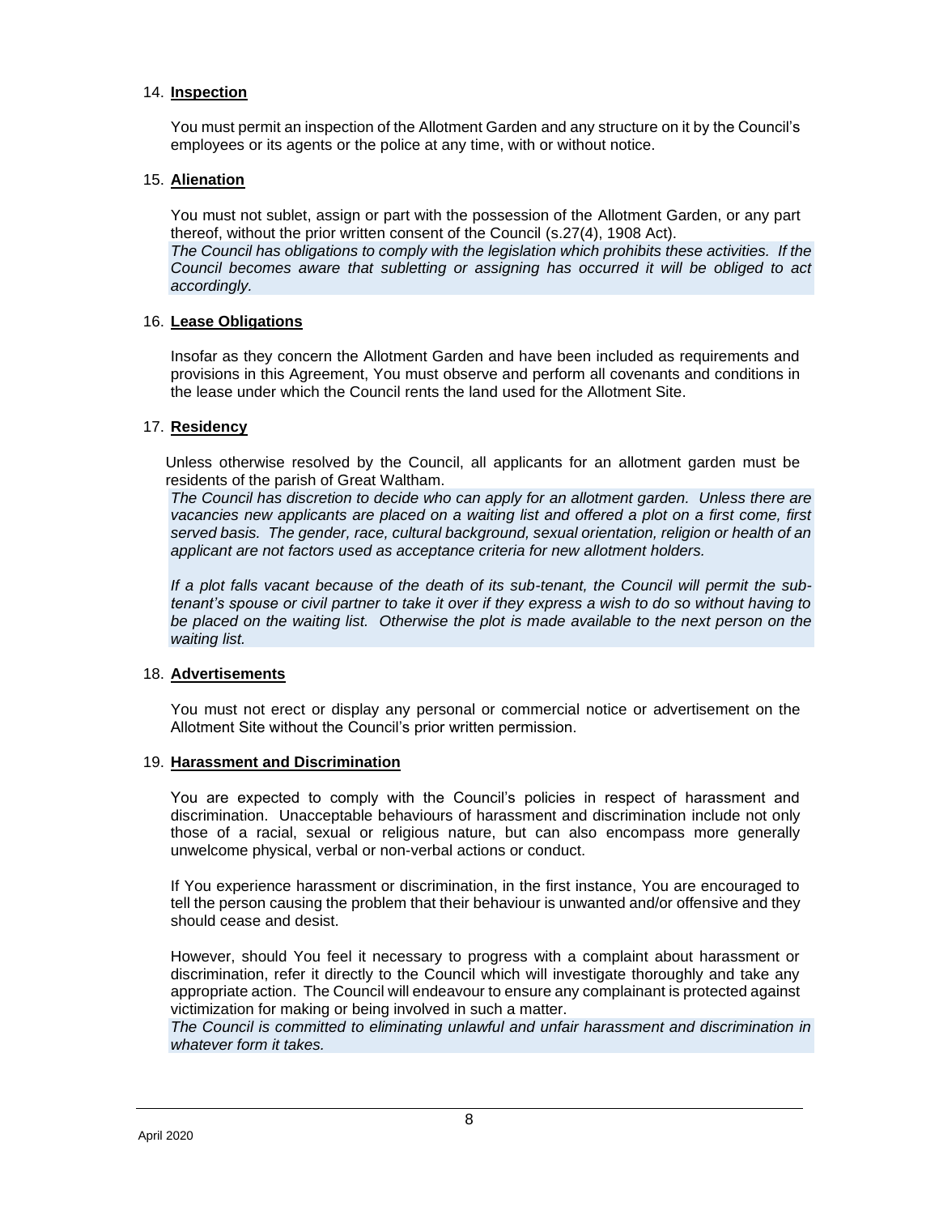14. **Inspection**

    You must permit an inspection of the Allotment Garden and any structure on it by the Council's employees or its agents or the police at any time, with or without notice.

15. **Alienation**

    You must not sublet, assign or part with the possession of the Allotment Garden, or any part thereof, without the prior written consent of the Council (s.27(4), 1908 Act).

    *The Council has obligations to comply with the legislation which prohibits these activities. If the Council becomes aware that subletting or assigning has occurred it will be obliged to act accordingly.*

16. **Lease Obligations**

    Insofar as they concern the Allotment Garden and have been included as requirements and provisions in this Agreement, You must observe and perform all covenants and conditions in the lease under which the Council rents the land used for the Allotment Site.

17. **Residency**

    Unless otherwise resolved by the Council, all applicants for an allotment garden must be residents of the parish of Great Waltham.

    *The Council has discretion to decide who can apply for an allotment garden. Unless there are vacancies new applicants are placed on a waiting list and offered a plot on a first come, first served basis. The gender, race, cultural background, sexual orientation, religion or health of an applicant are not factors used as acceptance criteria for new allotment holders.*

    *If a plot falls vacant because of the death of its sub-tenant, the Council will permit the sub-tenant's spouse or civil partner to take it over if they express a wish to do so without having to be placed on the waiting list. Otherwise the plot is made available to the next person on the waiting list.*

18. **Advertisements**

    You must not erect or display any personal or commercial notice or advertisement on the Allotment Site without the Council's prior written permission.

19. **Harassment and Discrimination**

    You are expected to comply with the Council's policies in respect of harassment and discrimination. Unacceptable behaviours of harassment and discrimination include not only those of a racial, sexual or religious nature, but can also encompass more generally unwelcome physical, verbal or non-verbal actions or conduct.

    If You experience harassment or discrimination, in the first instance, You are encouraged to tell the person causing the problem that their behaviour is unwanted and/or offensive and they should cease and desist.

    However, should You feel it necessary to progress with a complaint about harassment or discrimination, refer it directly to the Council which will investigate thoroughly and take any appropriate action. The Council will endeavour to ensure any complainant is protected against victimization for making or being involved in such a matter.

    *The Council is committed to eliminating unlawful and unfair harassment and discrimination in whatever form it takes.*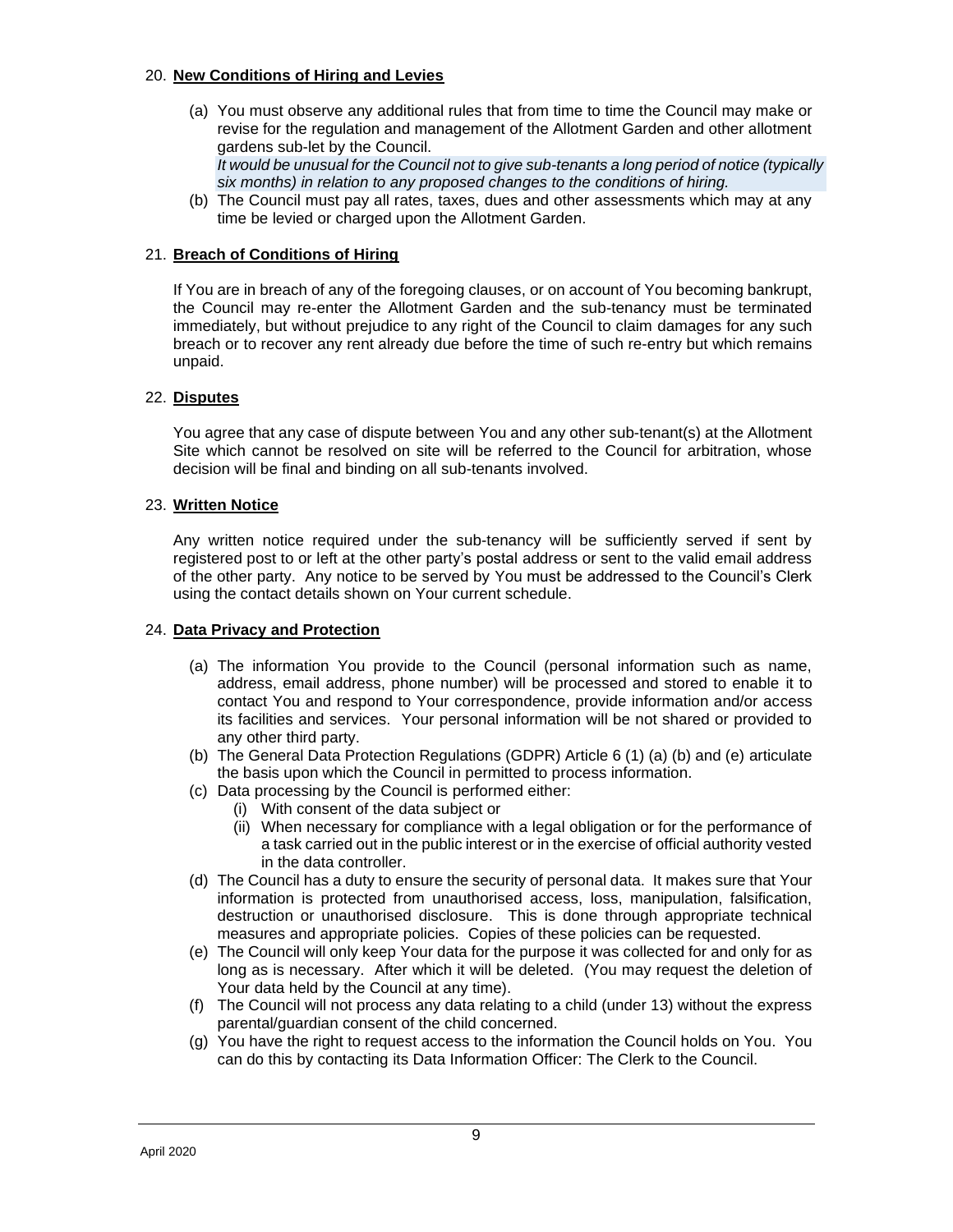## 20. **New Conditions of Hiring and Levies**

(a) You must observe any additional rules that from time to time the Council may make or revise for the regulation and management of the Allotment Garden and other allotment gardens sub-let by the Council.
*It would be unusual for the Council not to give sub-tenants a long period of notice (typically six months) in relation to any proposed changes to the conditions of hiring.*

(b) The Council must pay all rates, taxes, dues and other assessments which may at any time be levied or charged upon the Allotment Garden.

## 21. **Breach of Conditions of Hiring**

If You are in breach of any of the foregoing clauses, or on account of You becoming bankrupt, the Council may re-enter the Allotment Garden and the sub-tenancy must be terminated immediately, but without prejudice to any right of the Council to claim damages for any such breach or to recover any rent already due before the time of such re-entry but which remains unpaid.

## 22. **Disputes**

You agree that any case of dispute between You and any other sub-tenant(s) at the Allotment Site which cannot be resolved on site will be referred to the Council for arbitration, whose decision will be final and binding on all sub-tenants involved.

## 23. **Written Notice**

Any written notice required under the sub-tenancy will be sufficiently served if sent by registered post to or left at the other party's postal address or sent to the valid email address of the other party. Any notice to be served by You must be addressed to the Council's Clerk using the contact details shown on Your current schedule.

## 24. **Data Privacy and Protection**

(a) The information You provide to the Council (personal information such as name, address, email address, phone number) will be processed and stored to enable it to contact You and respond to Your correspondence, provide information and/or access its facilities and services. Your personal information will be not shared or provided to any other third party.

(b) The General Data Protection Regulations (GDPR) Article 6 (1) (a) (b) and (e) articulate the basis upon which the Council in permitted to process information.

(c) Data processing by the Council is performed either:
   - (i) With consent of the data subject or
   - (ii) When necessary for compliance with a legal obligation or for the performance of a task carried out in the public interest or in the exercise of official authority vested in the data controller.

(d) The Council has a duty to ensure the security of personal data. It makes sure that Your information is protected from unauthorised access, loss, manipulation, falsification, destruction or unauthorised disclosure. This is done through appropriate technical measures and appropriate policies. Copies of these policies can be requested.

(e) The Council will only keep Your data for the purpose it was collected for and only for as long as is necessary. After which it will be deleted. (You may request the deletion of Your data held by the Council at any time).

(f) The Council will not process any data relating to a child (under 13) without the express parental/guardian consent of the child concerned.

(g) You have the right to request access to the information the Council holds on You. You can do this by contacting its Data Information Officer: The Clerk to the Council.

April 2020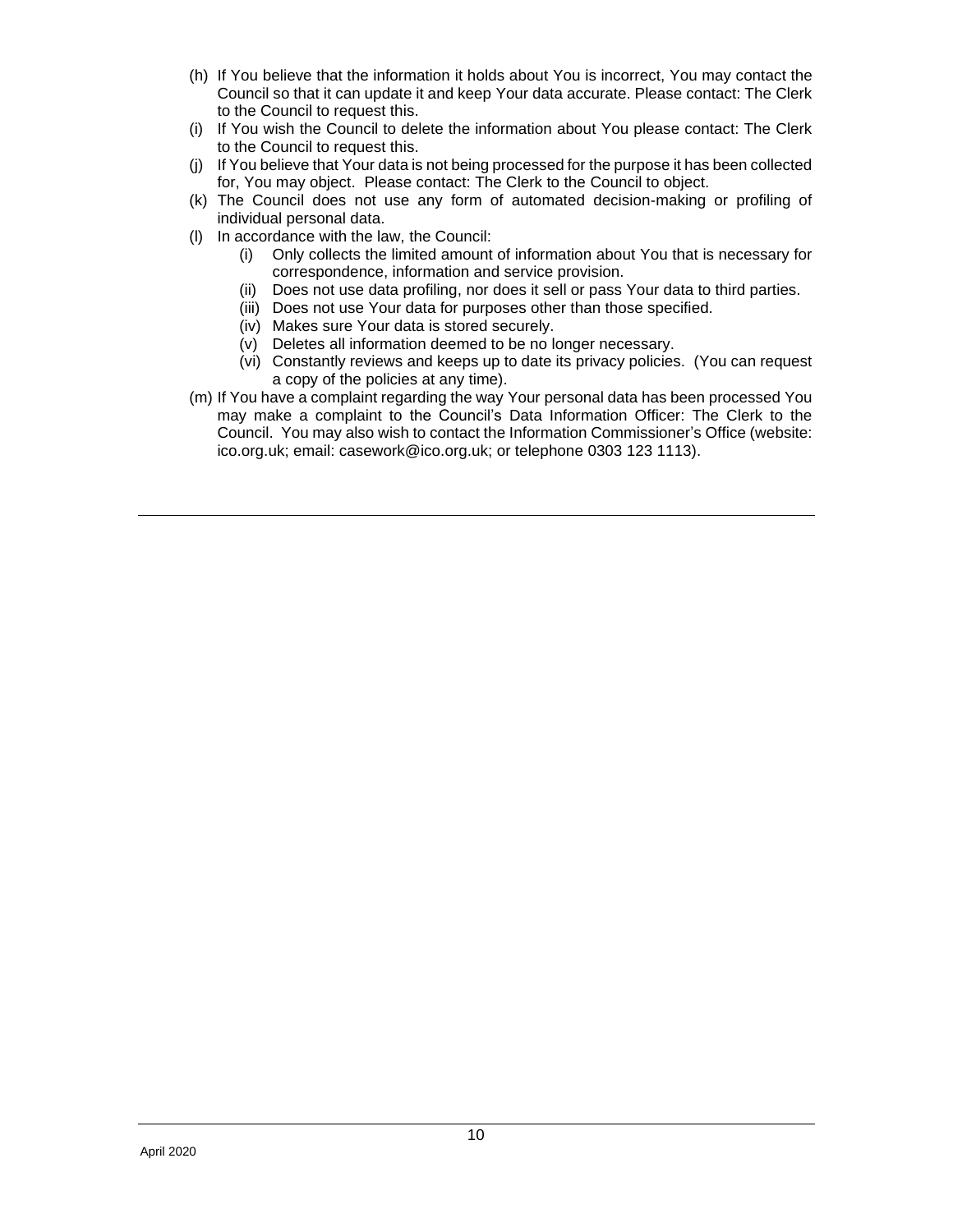(h) If You believe that the information it holds about You is incorrect, You may contact the Council so that it can update it and keep Your data accurate. Please contact: The Clerk to the Council to request this.

(i) If You wish the Council to delete the information about You please contact: The Clerk to the Council to request this.

(j) If You believe that Your data is not being processed for the purpose it has been collected for, You may object. Please contact: The Clerk to the Council to object.

(k) The Council does not use any form of automated decision-making or profiling of individual personal data.

(l) In accordance with the law, the Council:
   - (i) Only collects the limited amount of information about You that is necessary for correspondence, information and service provision.
   - (ii) Does not use data profiling, nor does it sell or pass Your data to third parties.
   - (iii) Does not use Your data for purposes other than those specified.
   - (iv) Makes sure Your data is stored securely.
   - (v) Deletes all information deemed to be no longer necessary.
   - (vi) Constantly reviews and keeps up to date its privacy policies. (You can request a copy of the policies at any time).

(m) If You have a complaint regarding the way Your personal data has been processed You may make a complaint to the Council's Data Information Officer: The Clerk to the Council. You may also wish to contact the Information Commissioner's Office (website: ico.org.uk; email: casework@ico.org.uk; or telephone 0303 123 1113).

---